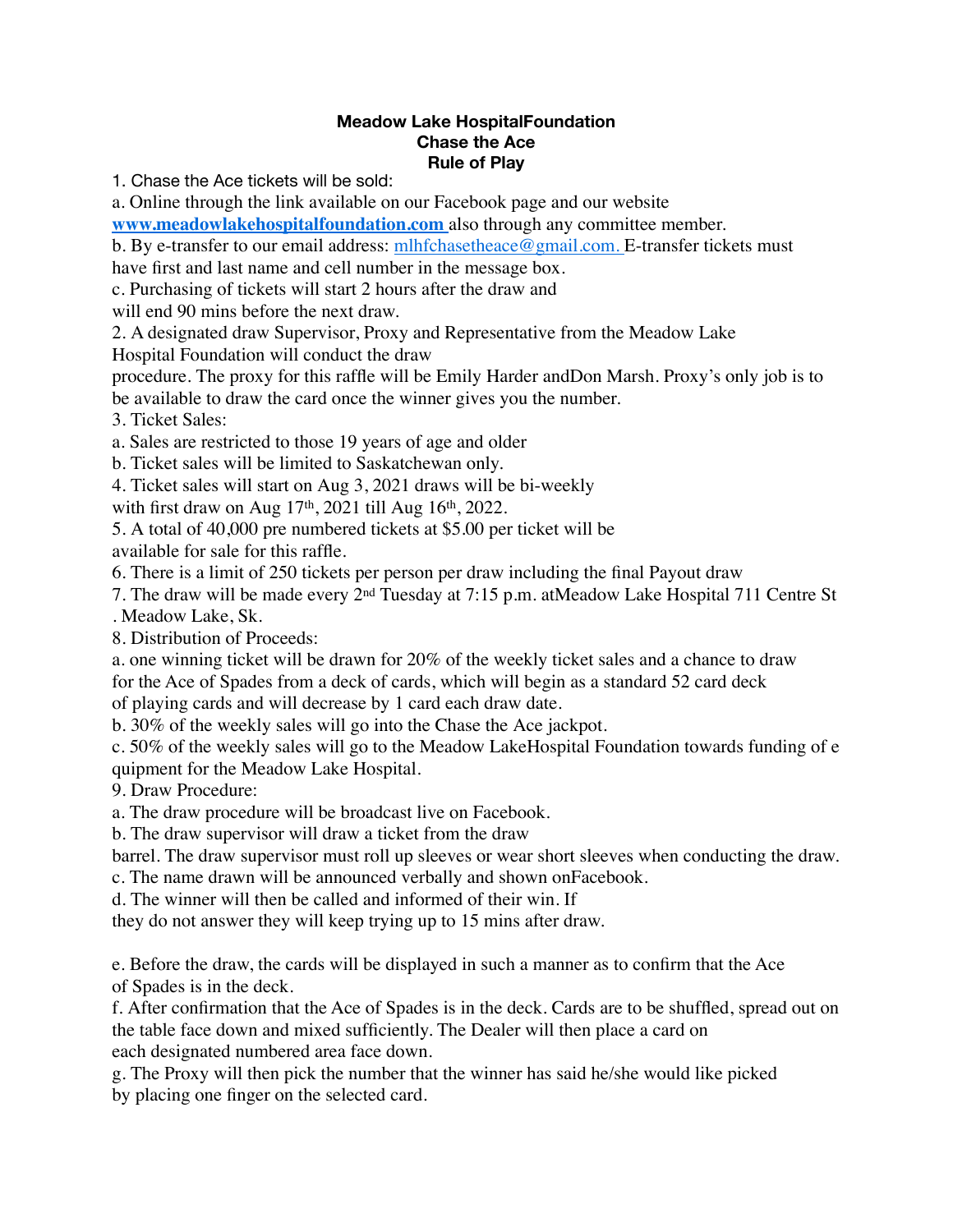**Meadow Lake HospitalFoundation**
**Chase the Ace**
**Rule of Play**

1. Chase the Ace tickets will be sold:

a. Online through the link available on our Facebook page and our website **www.meadowlakehospitalfoundation.com** also through any committee member.

b. By e-transfer to our email address: mlhfchasetheace@gmail.com. E-transfer tickets must have first and last name and cell number in the message box.

c. Purchasing of tickets will start 2 hours after the draw and will end 90 mins before the next draw.

2. A designated draw Supervisor, Proxy and Representative from the Meadow Lake Hospital Foundation will conduct the draw procedure. The proxy for this raffle will be Emily Harder andDon Marsh. Proxy's only job is to be available to draw the card once the winner gives you the number.

3. Ticket Sales:

a. Sales are restricted to those 19 years of age and older

b. Ticket sales will be limited to Saskatchewan only.

4. Ticket sales will start on Aug 3, 2021 draws will be bi-weekly with first draw on Aug 17th, 2021 till Aug 16th, 2022.

5. A total of 40,000 pre numbered tickets at $5.00 per ticket will be available for sale for this raffle.

6. There is a limit of 250 tickets per person per draw including the final Payout draw

7. The draw will be made every 2nd Tuesday at 7:15 p.m. atMeadow Lake Hospital 711 Centre St . Meadow Lake, Sk.

8. Distribution of Proceeds:

a. one winning ticket will be drawn for 20% of the weekly ticket sales and a chance to draw for the Ace of Spades from a deck of cards, which will begin as a standard 52 card deck of playing cards and will decrease by 1 card each draw date.

b. 30% of the weekly sales will go into the Chase the Ace jackpot.

c. 50% of the weekly sales will go to the Meadow LakeHospital Foundation towards funding of e quipment for the Meadow Lake Hospital.

9. Draw Procedure:

a. The draw procedure will be broadcast live on Facebook.

b. The draw supervisor will draw a ticket from the draw barrel. The draw supervisor must roll up sleeves or wear short sleeves when conducting the draw.

c. The name drawn will be announced verbally and shown onFacebook.

d. The winner will then be called and informed of their win. If they do not answer they will keep trying up to 15 mins after draw.

e. Before the draw, the cards will be displayed in such a manner as to confirm that the Ace of Spades is in the deck.

f. After confirmation that the Ace of Spades is in the deck. Cards are to be shuffled, spread out on the table face down and mixed sufficiently. The Dealer will then place a card on each designated numbered area face down.

g. The Proxy will then pick the number that the winner has said he/she would like picked by placing one finger on the selected card.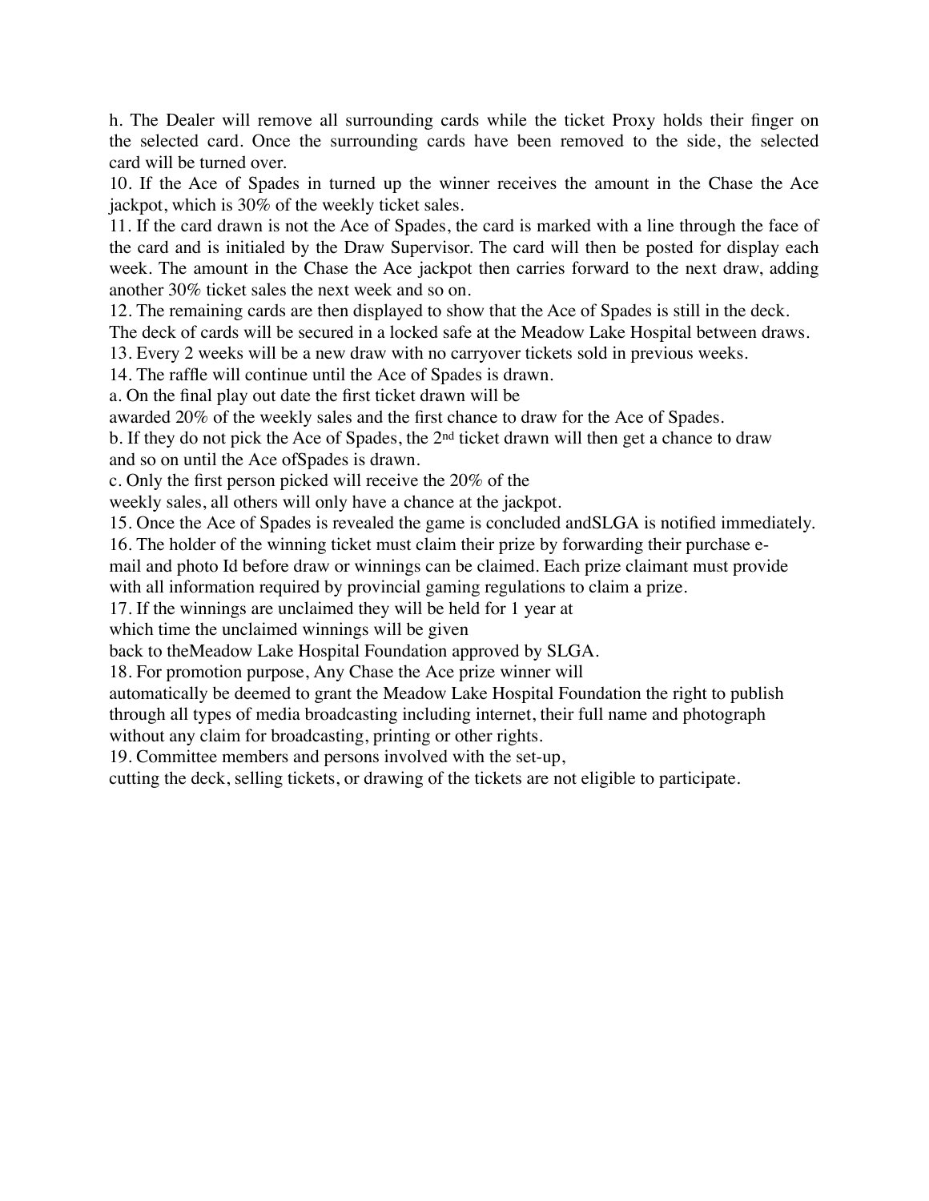h. The Dealer will remove all surrounding cards while the ticket Proxy holds their finger on the selected card. Once the surrounding cards have been removed to the side, the selected card will be turned over.

10. If the Ace of Spades in turned up the winner receives the amount in the Chase the Ace jackpot, which is 30% of the weekly ticket sales.

11. If the card drawn is not the Ace of Spades, the card is marked with a line through the face of the card and is initialed by the Draw Supervisor. The card will then be posted for display each week. The amount in the Chase the Ace jackpot then carries forward to the next draw, adding another 30% ticket sales the next week and so on.

12. The remaining cards are then displayed to show that the Ace of Spades is still in the deck.
The deck of cards will be secured in a locked safe at the Meadow Lake Hospital between draws.

13. Every 2 weeks will be a new draw with no carryover tickets sold in previous weeks.

14. The raffle will continue until the Ace of Spades is drawn.

a. On the final play out date the first ticket drawn will be
awarded 20% of the weekly sales and the first chance to draw for the Ace of Spades.

b. If they do not pick the Ace of Spades, the 2nd ticket drawn will then get a chance to draw and so on until the Ace ofSpades is drawn.

c. Only the first person picked will receive the 20% of the
weekly sales, all others will only have a chance at the jackpot.

15. Once the Ace of Spades is revealed the game is concluded andSLGA is notified immediately.

16. The holder of the winning ticket must claim their prize by forwarding their purchase e-mail and photo Id before draw or winnings can be claimed. Each prize claimant must provide with all information required by provincial gaming regulations to claim a prize.

17. If the winnings are unclaimed they will be held for 1 year at
which time the unclaimed winnings will be given
back to theMeadow Lake Hospital Foundation approved by SLGA.

18. For promotion purpose, Any Chase the Ace prize winner will
automatically be deemed to grant the Meadow Lake Hospital Foundation the right to publish through all types of media broadcasting including internet, their full name and photograph without any claim for broadcasting, printing or other rights.

19. Committee members and persons involved with the set-up,
cutting the deck, selling tickets, or drawing of the tickets are not eligible to participate.